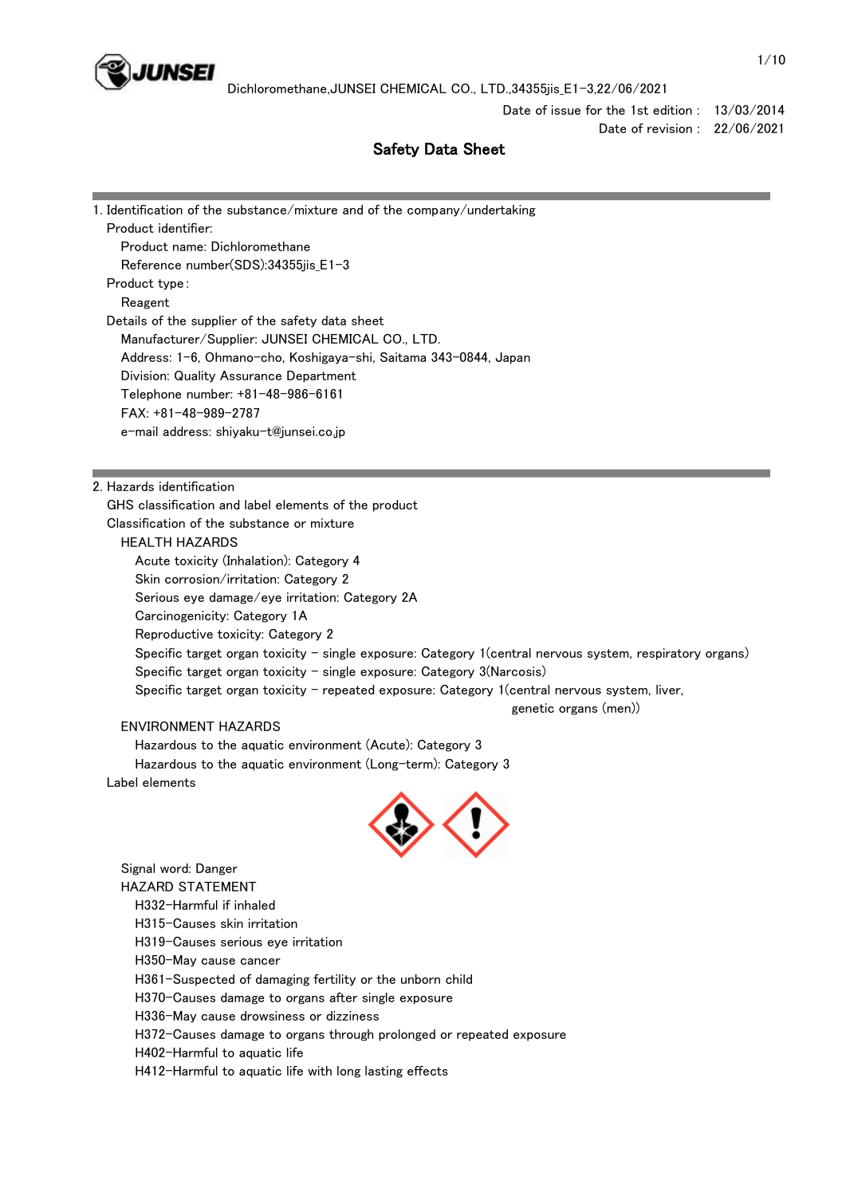Date of issue for the 1st edition : 13/03/2014
Date of revision : 22/06/2021

# Safety Data Sheet

## 1. Identification of the substance/mixture and of the company/undertaking

Product identifier:
- Product name: Dichloromethane
- Reference number(SDS):34355jis_E1-3

Product type：
- Reagent

Details of the supplier of the safety data sheet
- Manufacturer/Supplier: JUNSEI CHEMICAL CO., LTD.
- Address: 1-6, Ohmano-cho, Koshigaya-shi, Saitama 343-0844, Japan
- Division: Quality Assurance Department
- Telephone number: +81-48-986-6161
- FAX: +81-48-989-2787
- e-mail address: shiyaku-t@junsei.co.jp

## 2. Hazards identification

GHS classification and label elements of the product

Classification of the substance or mixture

HEALTH HAZARDS
- Acute toxicity (Inhalation): Category 4
- Skin corrosion/irritation: Category 2
- Serious eye damage/eye irritation: Category 2A
- Carcinogenicity: Category 1A
- Reproductive toxicity: Category 2
- Specific target organ toxicity - single exposure: Category 1(central nervous system, respiratory organs)
- Specific target organ toxicity - single exposure: Category 3(Narcosis)
- Specific target organ toxicity - repeated exposure: Category 1(central nervous system, liver, genetic organs (men))

ENVIRONMENT HAZARDS
- Hazardous to the aquatic environment (Acute): Category 3
- Hazardous to the aquatic environment (Long-term): Category 3

Label elements

Signal word: Danger

HAZARD STATEMENT
- H332-Harmful if inhaled
- H315-Causes skin irritation
- H319-Causes serious eye irritation
- H350-May cause cancer
- H361-Suspected of damaging fertility or the unborn child
- H370-Causes damage to organs after single exposure
- H336-May cause drowsiness or dizziness
- H372-Causes damage to organs through prolonged or repeated exposure
- H402-Harmful to aquatic life
- H412-Harmful to aquatic life with long lasting effects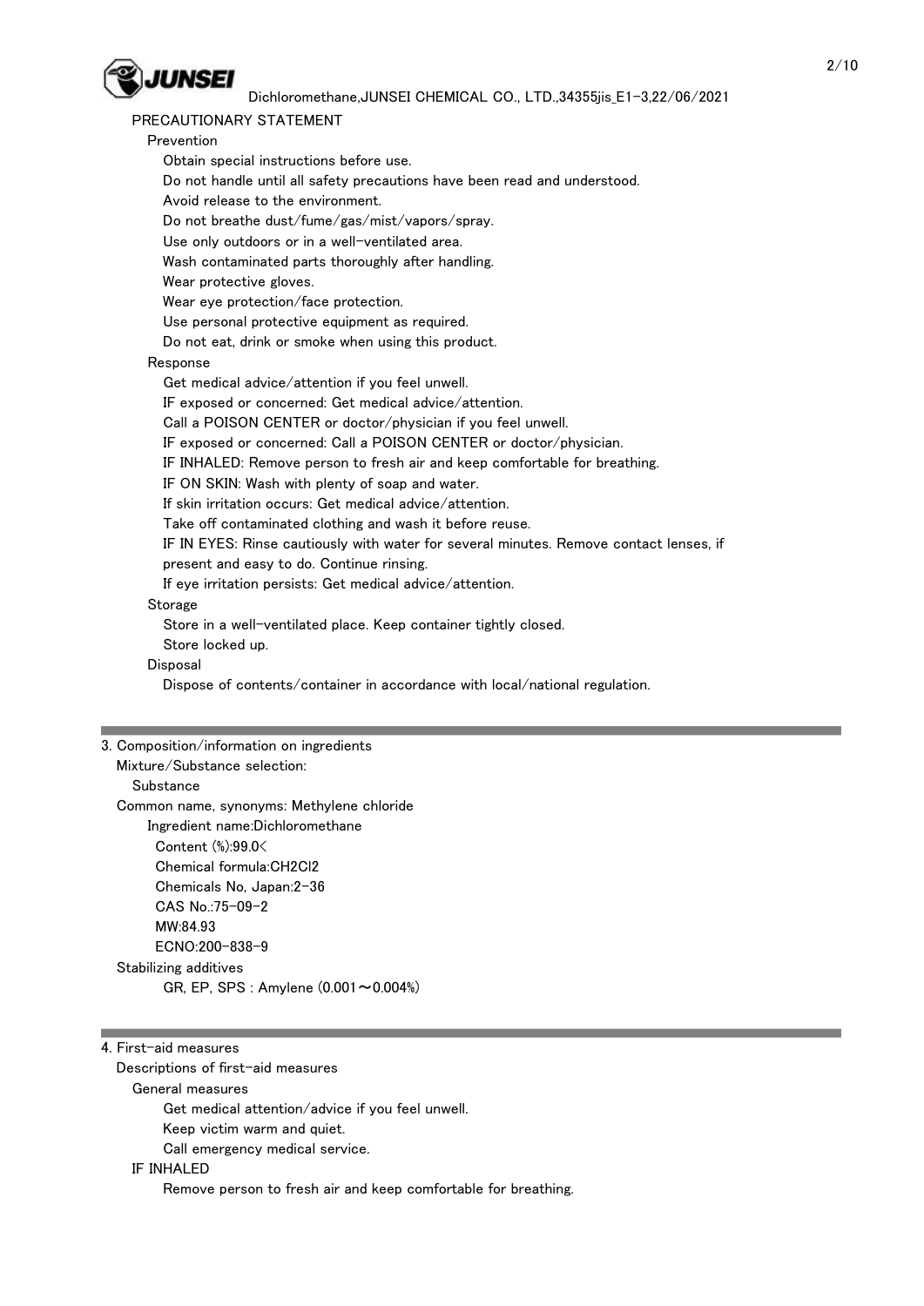PRECAUTIONARY STATEMENT

Prevention

Obtain special instructions before use.
Do not handle until all safety precautions have been read and understood.
Avoid release to the environment.
Do not breathe dust/fume/gas/mist/vapors/spray.
Use only outdoors or in a well-ventilated area.
Wash contaminated parts thoroughly after handling.
Wear protective gloves.
Wear eye protection/face protection.
Use personal protective equipment as required.
Do not eat, drink or smoke when using this product.

Response

Get medical advice/attention if you feel unwell.
IF exposed or concerned: Get medical advice/attention.
Call a POISON CENTER or doctor/physician if you feel unwell.
IF exposed or concerned: Call a POISON CENTER or doctor/physician.
IF INHALED: Remove person to fresh air and keep comfortable for breathing.
IF ON SKIN: Wash with plenty of soap and water.
If skin irritation occurs: Get medical advice/attention.
Take off contaminated clothing and wash it before reuse.
IF IN EYES: Rinse cautiously with water for several minutes. Remove contact lenses, if present and easy to do. Continue rinsing.
If eye irritation persists: Get medical advice/attention.

Storage

Store in a well-ventilated place. Keep container tightly closed.
Store locked up.

Disposal

Dispose of contents/container in accordance with local/national regulation.

## 3. Composition/information on ingredients

Mixture/Substance selection:

Substance

Common name, synonyms: Methylene chloride

Ingredient name:Dichloromethane

Content (%):99.0<
Chemical formula:$CH_2Cl_2$
Chemicals No, Japan:2-36
CAS No.:75-09-2
MW:84.93
ECNO:200-838-9

Stabilizing additives

GR, EP, SPS : Amylene (0.001～0.004%)

## 4. First-aid measures

Descriptions of first-aid measures

General measures

Get medical attention/advice if you feel unwell.
Keep victim warm and quiet.
Call emergency medical service.

IF INHALED

Remove person to fresh air and keep comfortable for breathing.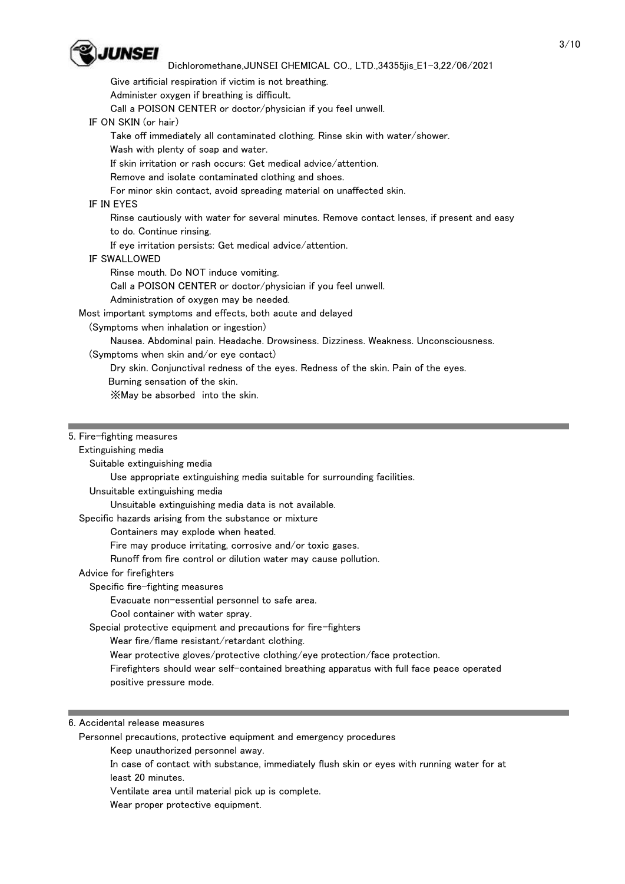Give artificial respiration if victim is not breathing.
Administer oxygen if breathing is difficult.
Call a POISON CENTER or doctor/physician if you feel unwell.

IF ON SKIN (or hair)

Take off immediately all contaminated clothing. Rinse skin with water/shower.
Wash with plenty of soap and water.
If skin irritation or rash occurs: Get medical advice/attention.
Remove and isolate contaminated clothing and shoes.
For minor skin contact, avoid spreading material on unaffected skin.

IF IN EYES

Rinse cautiously with water for several minutes. Remove contact lenses, if present and easy to do. Continue rinsing.
If eye irritation persists: Get medical advice/attention.

IF SWALLOWED

Rinse mouth. Do NOT induce vomiting.
Call a POISON CENTER or doctor/physician if you feel unwell.
Administration of oxygen may be needed.

Most important symptoms and effects, both acute and delayed

(Symptoms when inhalation or ingestion)

Nausea. Abdominal pain. Headache. Drowsiness. Dizziness. Weakness. Unconsciousness.

(Symptoms when skin and/or eye contact)

Dry skin. Conjunctival redness of the eyes. Redness of the skin. Pain of the eyes.
Burning sensation of the skin.
※May be absorbed into the skin.

## 5. Fire-fighting measures

Extinguishing media

Suitable extinguishing media

Use appropriate extinguishing media suitable for surrounding facilities.

Unsuitable extinguishing media

Unsuitable extinguishing media data is not available.

Specific hazards arising from the substance or mixture

Containers may explode when heated.
Fire may produce irritating, corrosive and/or toxic gases.
Runoff from fire control or dilution water may cause pollution.

Advice for firefighters

Specific fire-fighting measures

Evacuate non-essential personnel to safe area.
Cool container with water spray.

Special protective equipment and precautions for fire-fighters

Wear fire/flame resistant/retardant clothing.
Wear protective gloves/protective clothing/eye protection/face protection.
Firefighters should wear self-contained breathing apparatus with full face peace operated positive pressure mode.

## 6. Accidental release measures

Personnel precautions, protective equipment and emergency procedures

Keep unauthorized personnel away.
In case of contact with substance, immediately flush skin or eyes with running water for at least 20 minutes.
Ventilate area until material pick up is complete.
Wear proper protective equipment.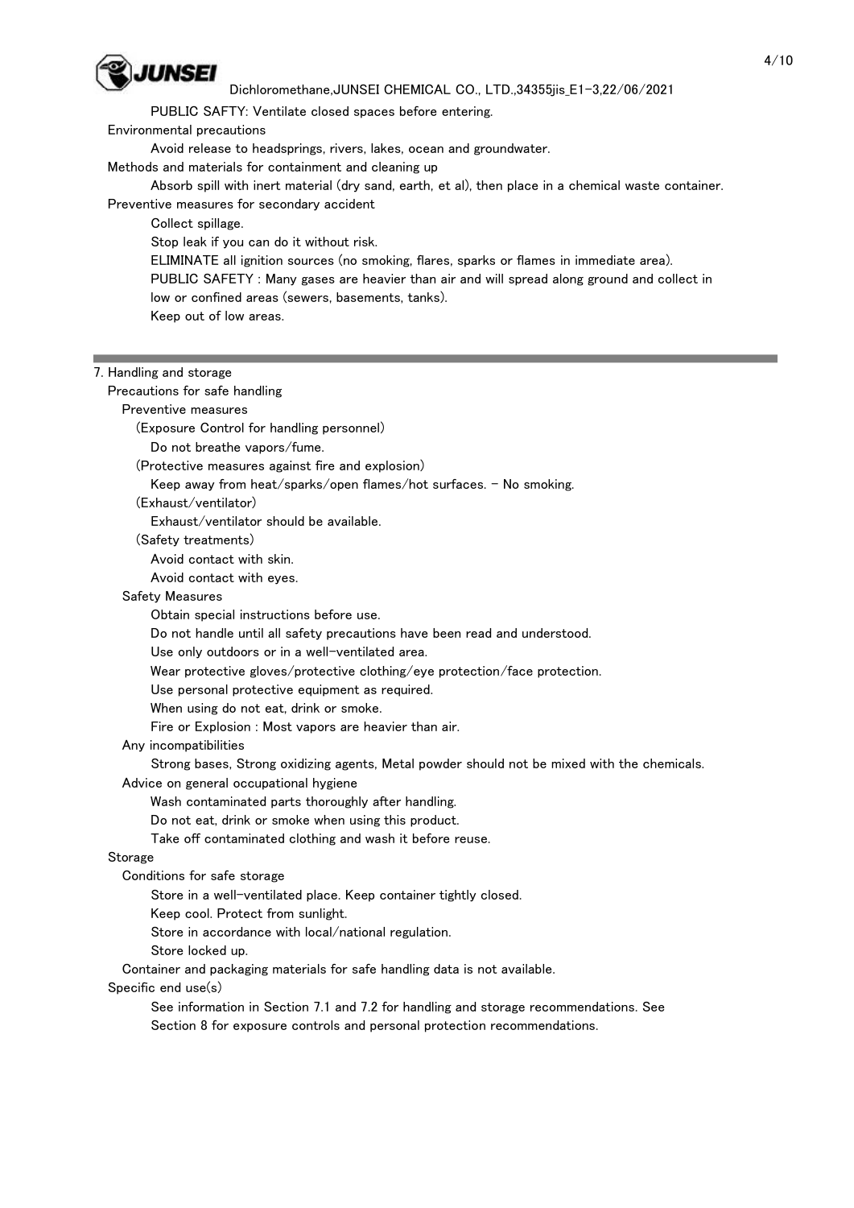PUBLIC SAFTY: Ventilate closed spaces before entering.

Environmental precautions

Avoid release to headsprings, rivers, lakes, ocean and groundwater.

Methods and materials for containment and cleaning up

Absorb spill with inert material (dry sand, earth, et al), then place in a chemical waste container.

Preventive measures for secondary accident

Collect spillage.

Stop leak if you can do it without risk.

ELIMINATE all ignition sources (no smoking, flares, sparks or flames in immediate area).

PUBLIC SAFETY : Many gases are heavier than air and will spread along ground and collect in low or confined areas (sewers, basements, tanks).

Keep out of low areas.

---

## 7. Handling and storage

Precautions for safe handling

Preventive measures

(Exposure Control for handling personnel)

Do not breathe vapors/fume.

(Protective measures against fire and explosion)

Keep away from heat/sparks/open flames/hot surfaces. - No smoking.

(Exhaust/ventilator)

Exhaust/ventilator should be available.

(Safety treatments)

Avoid contact with skin.

Avoid contact with eyes.

Safety Measures

Obtain special instructions before use.

Do not handle until all safety precautions have been read and understood.

Use only outdoors or in a well-ventilated area.

Wear protective gloves/protective clothing/eye protection/face protection.

Use personal protective equipment as required.

When using do not eat, drink or smoke.

Fire or Explosion : Most vapors are heavier than air.

Any incompatibilities

Strong bases, Strong oxidizing agents, Metal powder should not be mixed with the chemicals.

Advice on general occupational hygiene

Wash contaminated parts thoroughly after handling.

Do not eat, drink or smoke when using this product.

Take off contaminated clothing and wash it before reuse.

Storage

Conditions for safe storage

Store in a well-ventilated place. Keep container tightly closed.

Keep cool. Protect from sunlight.

Store in accordance with local/national regulation.

Store locked up.

Container and packaging materials for safe handling data is not available.

Specific end use(s)

See information in Section 7.1 and 7.2 for handling and storage recommendations. See Section 8 for exposure controls and personal protection recommendations.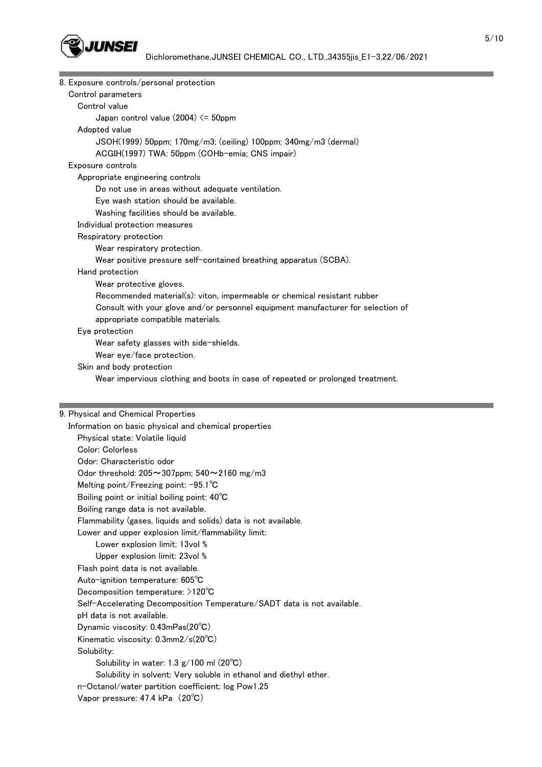## 8. Exposure controls/personal protection

### Control parameters

**Control value**

Japan control value (2004) <= 50ppm

**Adopted value**

JSOH(1999) 50ppm; 170mg/m3; (ceiling) 100ppm; 340mg/m3 (dermal)

ACGIH(1997) TWA: 50ppm (COHb-emia; CNS impair)

### Exposure controls

**Appropriate engineering controls**

Do not use in areas without adequate ventilation.

Eye wash station should be available.

Washing facilities should be available.

**Individual protection measures**

**Respiratory protection**

Wear respiratory protection.

Wear positive pressure self-contained breathing apparatus (SCBA).

**Hand protection**

Wear protective gloves.

Recommended material(s): viton, impermeable or chemical resistant rubber

Consult with your glove and/or personnel equipment manufacturer for selection of appropriate compatible materials.

**Eye protection**

Wear safety glasses with side-shields.

Wear eye/face protection.

**Skin and body protection**

Wear impervious clothing and boots in case of repeated or prolonged treatment.

## 9. Physical and Chemical Properties

### Information on basic physical and chemical properties

Physical state: Volatile liquid

Color: Colorless

Odor: Characteristic odor

Odor threshold: 205～307ppm; 540～2160 mg/m3

Melting point/Freezing point: -95.1℃

Boiling point or initial boiling point: 40℃

Boiling range data is not available.

Flammability (gases, liquids and solids) data is not available.

Lower and upper explosion limit/flammability limit:

- Lower explosion limit: 13vol %
- Upper explosion limit: 23vol %

Flash point data is not available.

Auto-ignition temperature: 605℃

Decomposition temperature: >120℃

Self-Accelerating Decomposition Temperature/SADT data is not available.

pH data is not available.

Dynamic viscosity: 0.43mPas(20℃)

Kinematic viscosity: 0.3mm2/s(20℃)

Solubility:

- Solubility in water: 1.3 g/100 ml (20℃)
- Solubility in solvent: Very soluble in ethanol and diethyl ether.

n-Octanol/water partition coefficient: log Pow1.25

Vapor pressure: 47.4 kPa （20℃）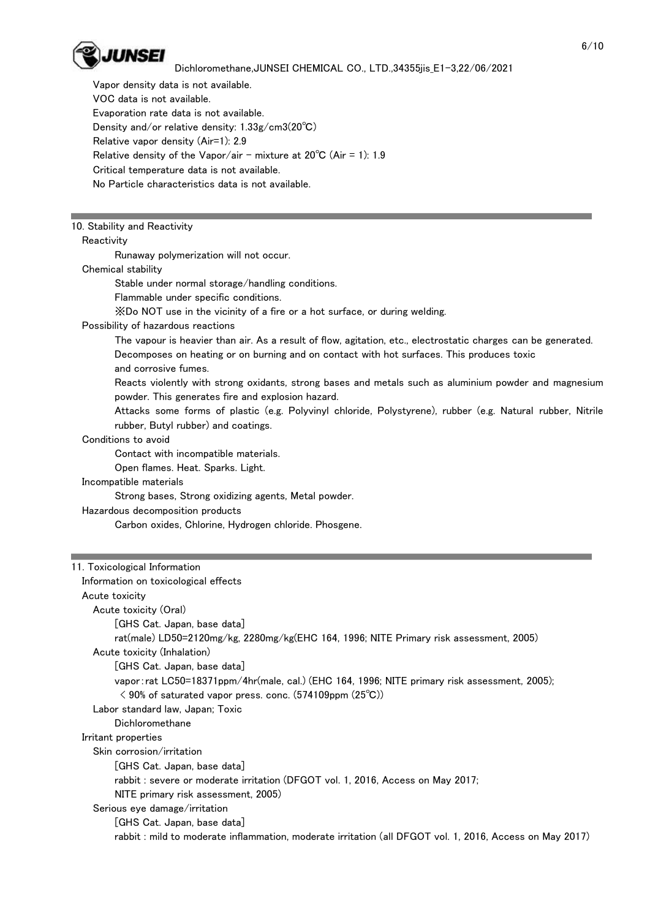Vapor density data is not available.
VOC data is not available.
Evaporation rate data is not available.
Density and/or relative density: 1.33g/cm3(20℃)
Relative vapor density (Air=1): 2.9
Relative density of the Vapor/air - mixture at 20℃ (Air = 1): 1.9
Critical temperature data is not available.
No Particle characteristics data is not available.

## 10. Stability and Reactivity

**Reactivity**

Runaway polymerization will not occur.

**Chemical stability**

Stable under normal storage/handling conditions.
Flammable under specific conditions.
※Do NOT use in the vicinity of a fire or a hot surface, or during welding.

**Possibility of hazardous reactions**

The vapour is heavier than air. As a result of flow, agitation, etc., electrostatic charges can be generated.
Decomposes on heating or on burning and on contact with hot surfaces. This produces toxic and corrosive fumes.
Reacts violently with strong oxidants, strong bases and metals such as aluminium powder and magnesium powder. This generates fire and explosion hazard.
Attacks some forms of plastic (e.g. Polyvinyl chloride, Polystyrene), rubber (e.g. Natural rubber, Nitrile rubber, Butyl rubber) and coatings.

**Conditions to avoid**

Contact with incompatible materials.
Open flames. Heat. Sparks. Light.

**Incompatible materials**

Strong bases, Strong oxidizing agents, Metal powder.

**Hazardous decomposition products**

Carbon oxides, Chlorine, Hydrogen chloride. Phosgene.

## 11. Toxicological Information

**Information on toxicological effects**

**Acute toxicity**

Acute toxicity (Oral)

[GHS Cat. Japan, base data]
rat(male) LD50=2120mg/kg, 2280mg/kg(EHC 164, 1996; NITE Primary risk assessment, 2005)

Acute toxicity (Inhalation)

[GHS Cat. Japan, base data]
vapor：rat LC50=18371ppm/4hr(male, cal.) (EHC 164, 1996; NITE primary risk assessment, 2005);
＜ 90% of saturated vapor press. conc. (574109ppm (25℃))

Labor standard law, Japan; Toxic

Dichloromethane

**Irritant properties**

Skin corrosion/irritation

[GHS Cat. Japan, base data]
rabbit : severe or moderate irritation (DFGOT vol. 1, 2016, Access on May 2017; NITE primary risk assessment, 2005)

Serious eye damage/irritation

[GHS Cat. Japan, base data]
rabbit : mild to moderate inflammation, moderate irritation (all DFGOT vol. 1, 2016, Access on May 2017)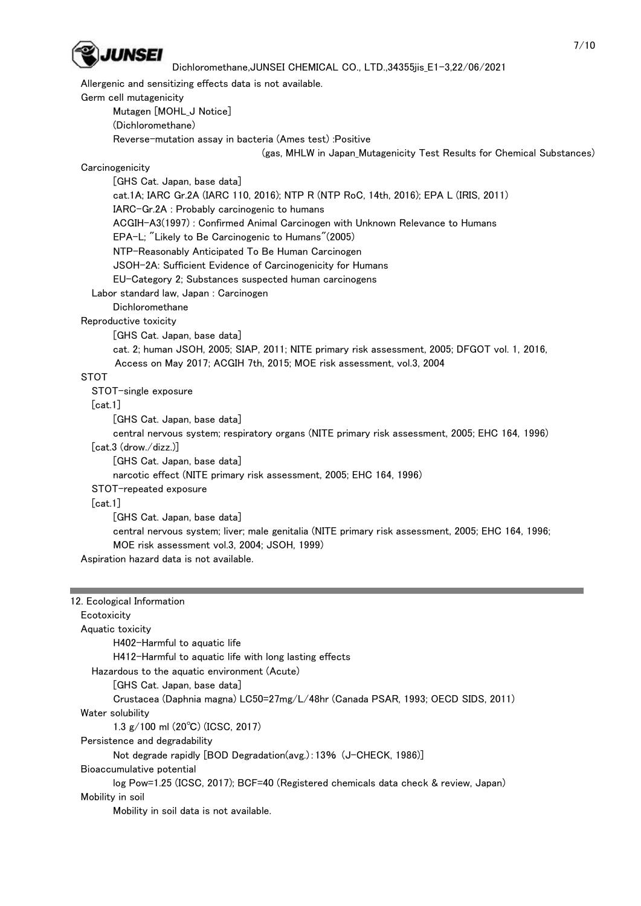Allergenic and sensitizing effects data is not available.

Germ cell mutagenicity

Mutagen [MOHL_J Notice]

(Dichloromethane)

Reverse-mutation assay in bacteria (Ames test) :Positive

(gas, MHLW in Japan_Mutagenicity Test Results for Chemical Substances)

Carcinogenicity

[GHS Cat. Japan, base data]

cat.1A; IARC Gr.2A (IARC 110, 2016); NTP R (NTP RoC, 14th, 2016); EPA L (IRIS, 2011)

IARC-Gr.2A : Probably carcinogenic to humans

ACGIH-A3(1997) : Confirmed Animal Carcinogen with Unknown Relevance to Humans

EPA-L; "Likely to Be Carcinogenic to Humans"(2005)

NTP-Reasonably Anticipated To Be Human Carcinogen

JSOH-2A: Sufficient Evidence of Carcinogenicity for Humans

EU-Category 2; Substances suspected human carcinogens

Labor standard law, Japan : Carcinogen

Dichloromethane

Reproductive toxicity

[GHS Cat. Japan, base data]

cat. 2; human JSOH, 2005; SIAP, 2011; NITE primary risk assessment, 2005; DFGOT vol. 1, 2016, Access on May 2017; ACGIH 7th, 2015; MOE risk assessment, vol.3, 2004

STOT

STOT-single exposure

[cat.1]

[GHS Cat. Japan, base data]

central nervous system; respiratory organs (NITE primary risk assessment, 2005; EHC 164, 1996)

[cat.3 (drow./dizz.)]

[GHS Cat. Japan, base data]

narcotic effect (NITE primary risk assessment, 2005; EHC 164, 1996)

STOT-repeated exposure

[cat.1]

[GHS Cat. Japan, base data]

central nervous system; liver; male genitalia (NITE primary risk assessment, 2005; EHC 164, 1996; MOE risk assessment vol.3, 2004; JSOH, 1999)

Aspiration hazard data is not available.

## 12. Ecological Information

Ecotoxicity

Aquatic toxicity

H402-Harmful to aquatic life

H412-Harmful to aquatic life with long lasting effects

Hazardous to the aquatic environment (Acute)

[GHS Cat. Japan, base data]

Crustacea (Daphnia magna) LC50=27mg/L/48hr (Canada PSAR, 1993; OECD SIDS, 2011)

Water solubility

1.3 g/100 ml (20℃) (ICSC, 2017)

Persistence and degradability

Not degrade rapidly [BOD Degradation(avg.):13% (J-CHECK, 1986)]

Bioaccumulative potential

log Pow=1.25 (ICSC, 2017); BCF=40 (Registered chemicals data check & review, Japan)

Mobility in soil

Mobility in soil data is not available.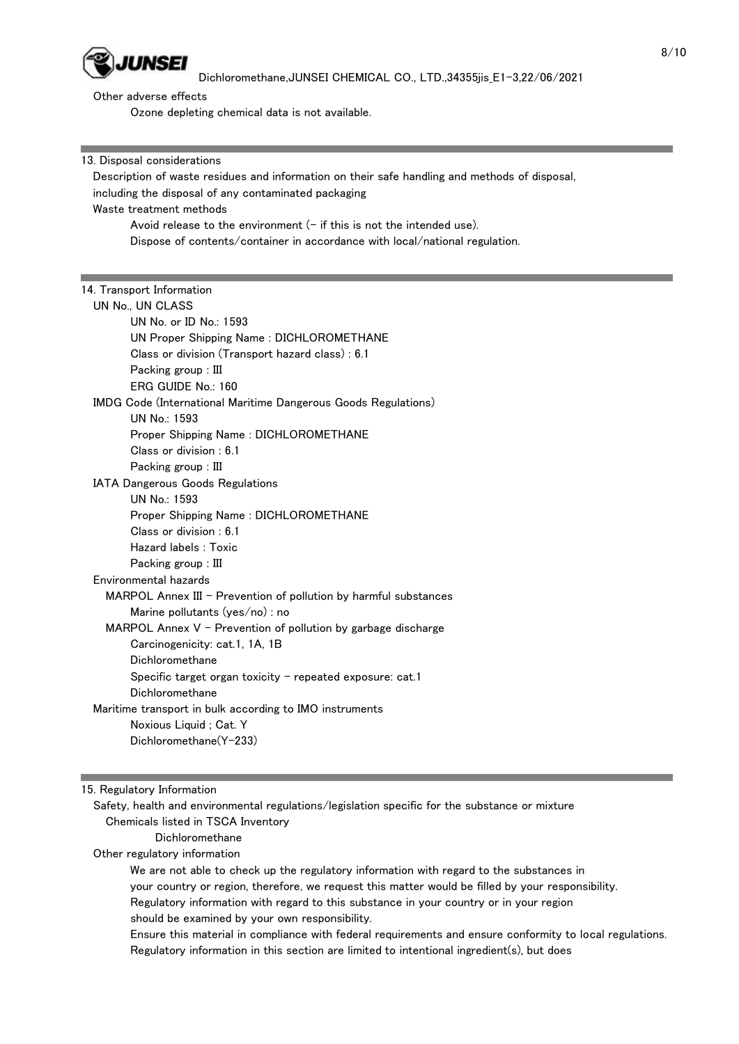Other adverse effects

Ozone depleting chemical data is not available.

## 13. Disposal considerations

Description of waste residues and information on their safe handling and methods of disposal, including the disposal of any contaminated packaging

Waste treatment methods

Avoid release to the environment (- if this is not the intended use).
Dispose of contents/container in accordance with local/national regulation.

## 14. Transport Information

UN No., UN CLASS

UN No. or ID No.: 1593
UN Proper Shipping Name : DICHLOROMETHANE
Class or division (Transport hazard class) : 6.1
Packing group : III
ERG GUIDE No.: 160

IMDG Code (International Maritime Dangerous Goods Regulations)

UN No.: 1593
Proper Shipping Name : DICHLOROMETHANE
Class or division : 6.1
Packing group : III

IATA Dangerous Goods Regulations

UN No.: 1593
Proper Shipping Name : DICHLOROMETHANE
Class or division : 6.1
Hazard labels : Toxic
Packing group : III

Environmental hazards

MARPOL Annex III - Prevention of pollution by harmful substances

Marine pollutants (yes/no) : no

MARPOL Annex V - Prevention of pollution by garbage discharge

Carcinogenicity: cat.1, 1A, 1B
Dichloromethane
Specific target organ toxicity - repeated exposure: cat.1
Dichloromethane

Maritime transport in bulk according to IMO instruments

Noxious Liquid ; Cat. Y
Dichloromethane(Y-233)

## 15. Regulatory Information

Safety, health and environmental regulations/legislation specific for the substance or mixture

Chemicals listed in TSCA Inventory

Dichloromethane

Other regulatory information

We are not able to check up the regulatory information with regard to the substances in your country or region, therefore, we request this matter would be filled by your responsibility.
Regulatory information with regard to this substance in your country or in your region should be examined by your own responsibility.
Ensure this material in compliance with federal requirements and ensure conformity to local regulations.
Regulatory information in this section are limited to intentional ingredient(s), but does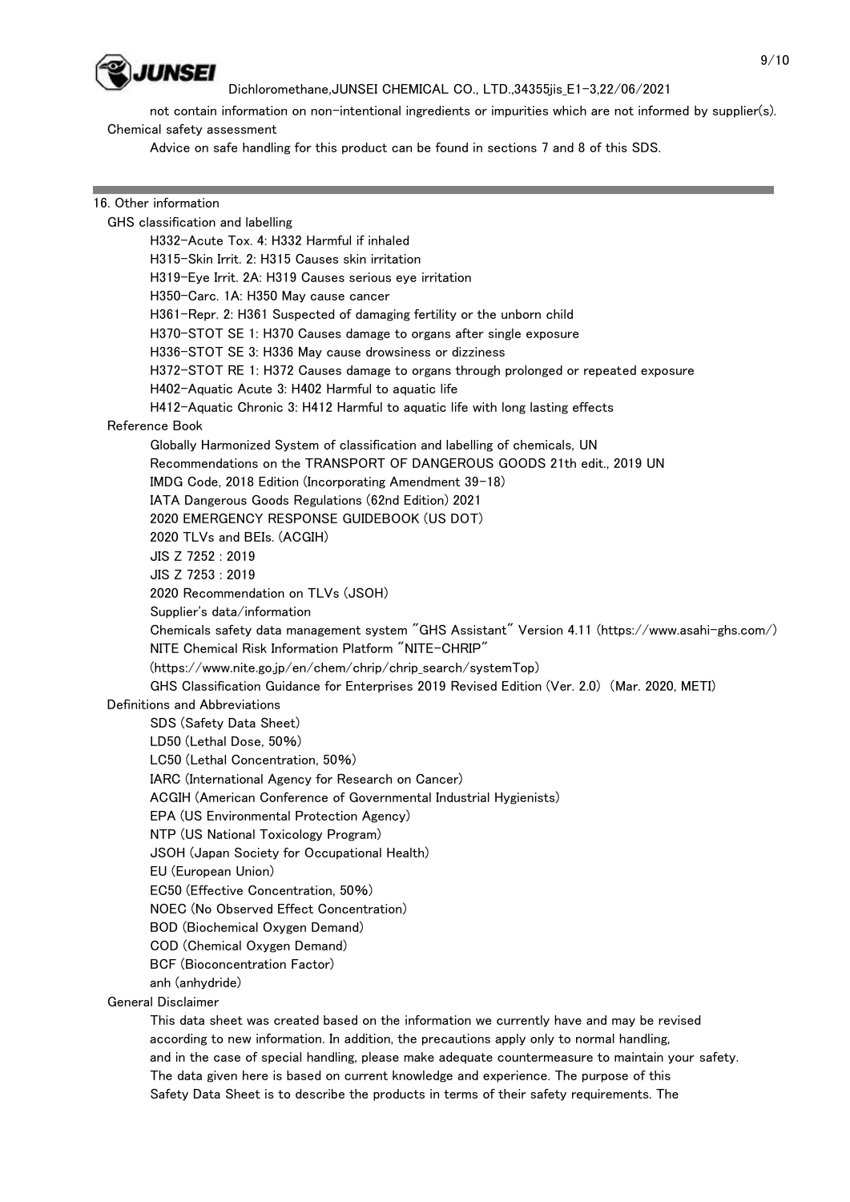not contain information on non-intentional ingredients or impurities which are not informed by supplier(s).

Chemical safety assessment

Advice on safe handling for this product can be found in sections 7 and 8 of this SDS.

## 16. Other information

GHS classification and labelling

- H332-Acute Tox. 4: H332 Harmful if inhaled
- H315-Skin Irrit. 2: H315 Causes skin irritation
- H319-Eye Irrit. 2A: H319 Causes serious eye irritation
- H350-Carc. 1A: H350 May cause cancer
- H361-Repr. 2: H361 Suspected of damaging fertility or the unborn child
- H370-STOT SE 1: H370 Causes damage to organs after single exposure
- H336-STOT SE 3: H336 May cause drowsiness or dizziness
- H372-STOT RE 1: H372 Causes damage to organs through prolonged or repeated exposure
- H402-Aquatic Acute 3: H402 Harmful to aquatic life
- H412-Aquatic Chronic 3: H412 Harmful to aquatic life with long lasting effects

Reference Book

- Globally Harmonized System of classification and labelling of chemicals, UN
- Recommendations on the TRANSPORT OF DANGEROUS GOODS 21th edit., 2019 UN
- IMDG Code, 2018 Edition (Incorporating Amendment 39-18)
- IATA Dangerous Goods Regulations (62nd Edition) 2021
- 2020 EMERGENCY RESPONSE GUIDEBOOK (US DOT)
- 2020 TLVs and BEIs. (ACGIH)
- JIS Z 7252 : 2019
- JIS Z 7253 : 2019
- 2020 Recommendation on TLVs (JSOH)
- Supplier's data/information
- Chemicals safety data management system "GHS Assistant" Version 4.11 (https://www.asahi-ghs.com/)
- NITE Chemical Risk Information Platform "NITE-CHRIP" (https://www.nite.go.jp/en/chem/chrip/chrip_search/systemTop)
- GHS Classification Guidance for Enterprises 2019 Revised Edition (Ver. 2.0) (Mar. 2020, METI)

Definitions and Abbreviations

- SDS (Safety Data Sheet)
- LD50 (Lethal Dose, 50%)
- LC50 (Lethal Concentration, 50%)
- IARC (International Agency for Research on Cancer)
- ACGIH (American Conference of Governmental Industrial Hygienists)
- EPA (US Environmental Protection Agency)
- NTP (US National Toxicology Program)
- JSOH (Japan Society for Occupational Health)
- EU (European Union)
- EC50 (Effective Concentration, 50%)
- NOEC (No Observed Effect Concentration)
- BOD (Biochemical Oxygen Demand)
- COD (Chemical Oxygen Demand)
- BCF (Bioconcentration Factor)
- anh (anhydride)

General Disclaimer

This data sheet was created based on the information we currently have and may be revised according to new information. In addition, the precautions apply only to normal handling, and in the case of special handling, please make adequate countermeasure to maintain your safety. The data given here is based on current knowledge and experience. The purpose of this Safety Data Sheet is to describe the products in terms of their safety requirements. The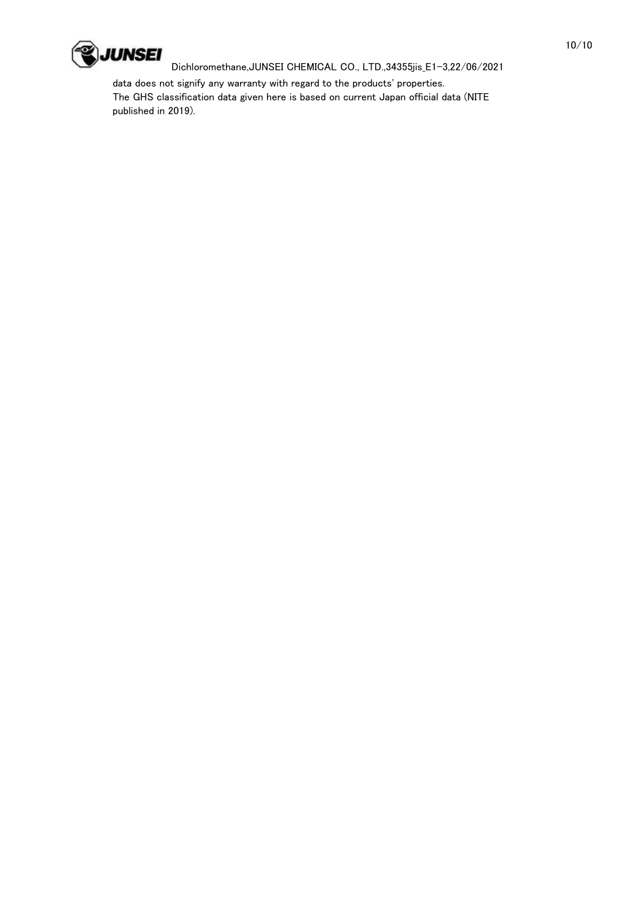data does not signify any warranty with regard to the products' properties.
The GHS classification data given here is based on current Japan official data (NITE published in 2019).